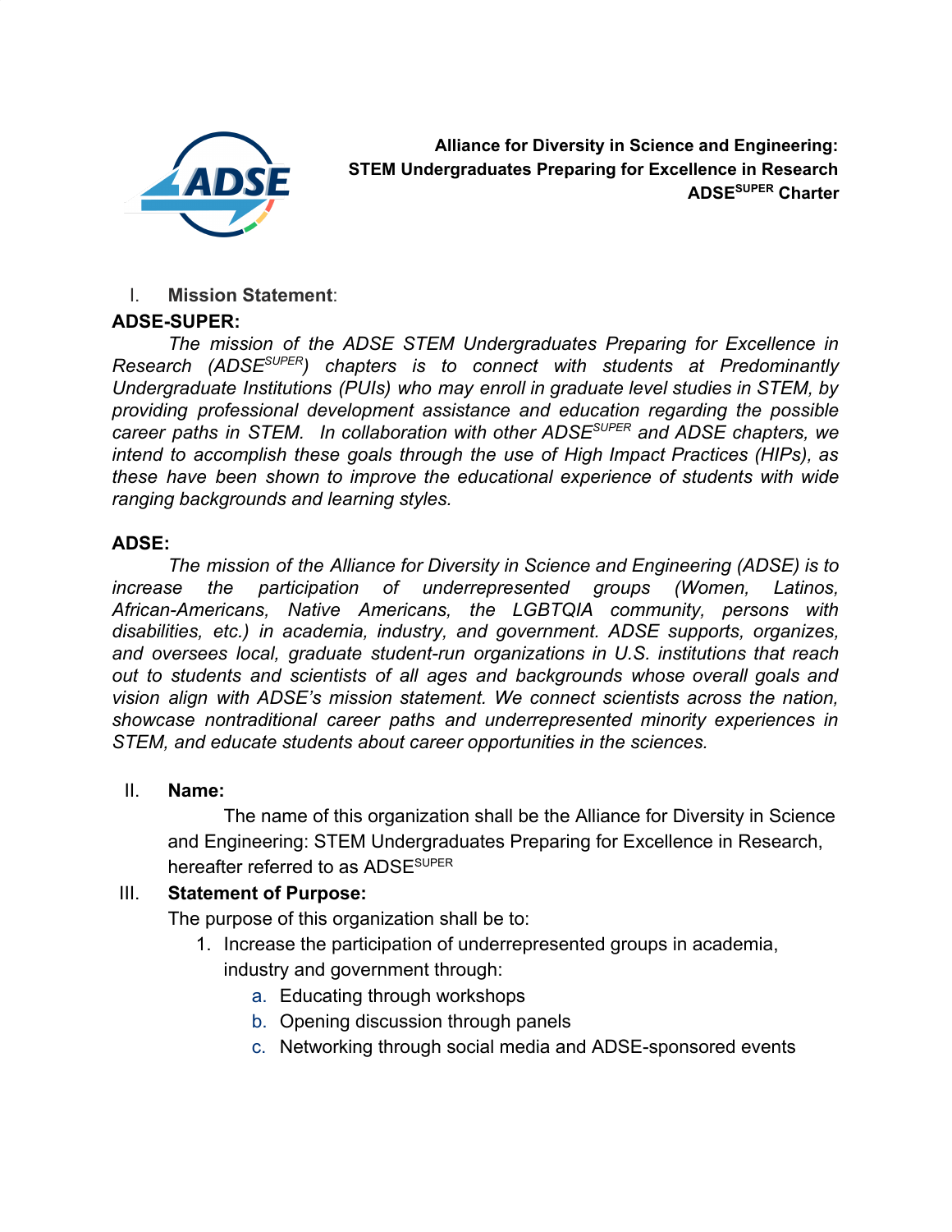**Alliance for Diversity in Science and Engineering:**
**STEM Undergraduates Preparing for Excellence in Research**
**ADSE$^{SUPER}$ Charter**

## I. Mission Statement:

**ADSE-SUPER:**

*The mission of the ADSE STEM Undergraduates Preparing for Excellence in Research (ADSE$^{SUPER}$) chapters is to connect with students at Predominantly Undergraduate Institutions (PUIs) who may enroll in graduate level studies in STEM, by providing professional development assistance and education regarding the possible career paths in STEM. In collaboration with other ADSE$^{SUPER}$ and ADSE chapters, we intend to accomplish these goals through the use of High Impact Practices (HIPs), as these have been shown to improve the educational experience of students with wide ranging backgrounds and learning styles.*

**ADSE:**

*The mission of the Alliance for Diversity in Science and Engineering (ADSE) is to increase the participation of underrepresented groups (Women, Latinos, African-Americans, Native Americans, the LGBTQIA community, persons with disabilities, etc.) in academia, industry, and government. ADSE supports, organizes, and oversees local, graduate student-run organizations in U.S. institutions that reach out to students and scientists of all ages and backgrounds whose overall goals and vision align with ADSE's mission statement. We connect scientists across the nation, showcase nontraditional career paths and underrepresented minority experiences in STEM, and educate students about career opportunities in the sciences.*

## II. Name:

The name of this organization shall be the Alliance for Diversity in Science and Engineering: STEM Undergraduates Preparing for Excellence in Research, hereafter referred to as ADSE$^{SUPER}$

## III. Statement of Purpose:

The purpose of this organization shall be to:

1. Increase the participation of underrepresented groups in academia, industry and government through:
    a. Educating through workshops
    b. Opening discussion through panels
    c. Networking through social media and ADSE-sponsored events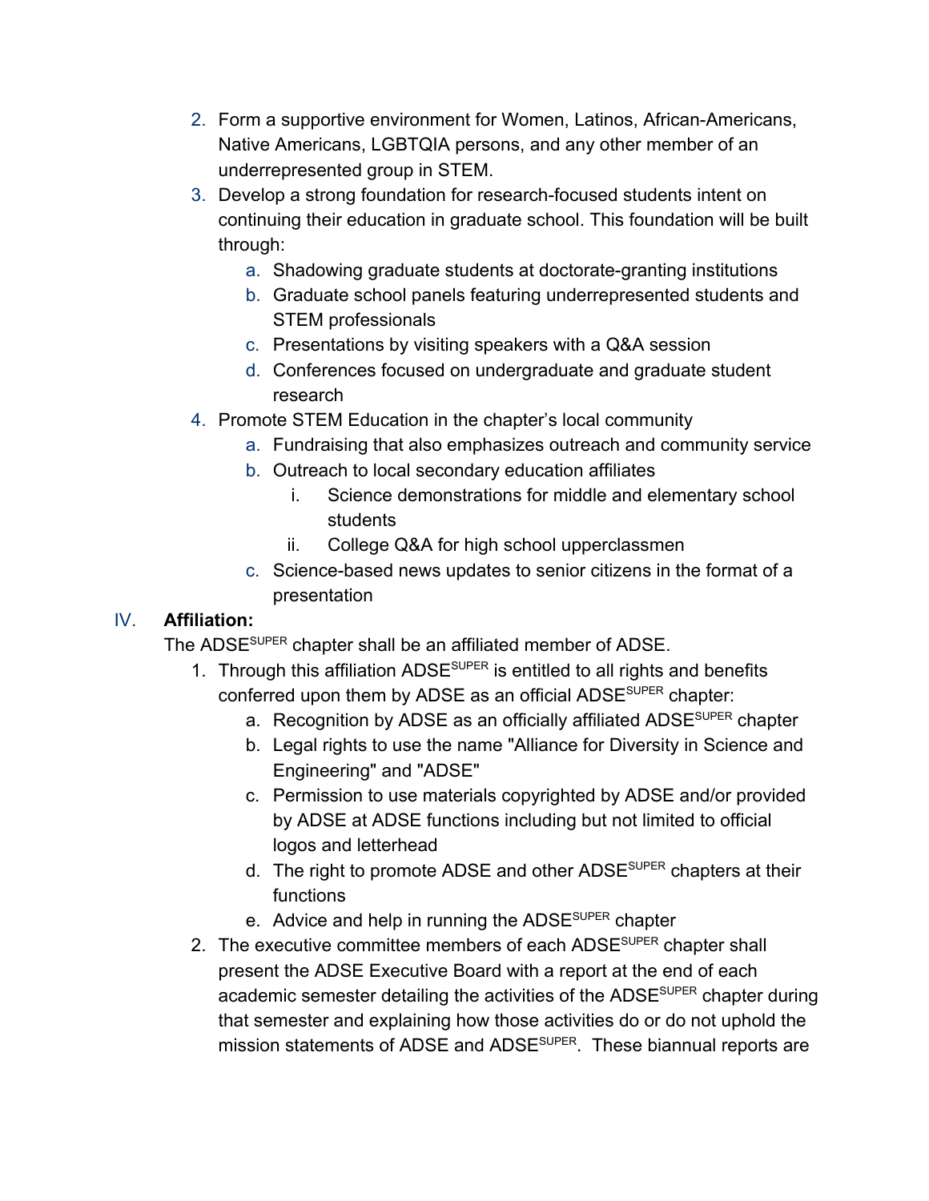2. Form a supportive environment for Women, Latinos, African-Americans, Native Americans, LGBTQIA persons, and any other member of an underrepresented group in STEM.
3. Develop a strong foundation for research-focused students intent on continuing their education in graduate school. This foundation will be built through:
    a. Shadowing graduate students at doctorate-granting institutions
    b. Graduate school panels featuring underrepresented students and STEM professionals
    c. Presentations by visiting speakers with a Q&A session
    d. Conferences focused on undergraduate and graduate student research
4. Promote STEM Education in the chapter's local community
    a. Fundraising that also emphasizes outreach and community service
    b. Outreach to local secondary education affiliates
        i. Science demonstrations for middle and elementary school students
        ii. College Q&A for high school upperclassmen
    c. Science-based news updates to senior citizens in the format of a presentation

IV. **Affiliation:**

The ADSE$^{SUPER}$ chapter shall be an affiliated member of ADSE.

1. Through this affiliation ADSE$^{SUPER}$ is entitled to all rights and benefits conferred upon them by ADSE as an official ADSE$^{SUPER}$ chapter:
    a. Recognition by ADSE as an officially affiliated ADSE$^{SUPER}$ chapter
    b. Legal rights to use the name "Alliance for Diversity in Science and Engineering" and "ADSE"
    c. Permission to use materials copyrighted by ADSE and/or provided by ADSE at ADSE functions including but not limited to official logos and letterhead
    d. The right to promote ADSE and other ADSE$^{SUPER}$ chapters at their functions
    e. Advice and help in running the ADSE$^{SUPER}$ chapter
2. The executive committee members of each ADSE$^{SUPER}$ chapter shall present the ADSE Executive Board with a report at the end of each academic semester detailing the activities of the ADSE$^{SUPER}$ chapter during that semester and explaining how those activities do or do not uphold the mission statements of ADSE and ADSE$^{SUPER}$. These biannual reports are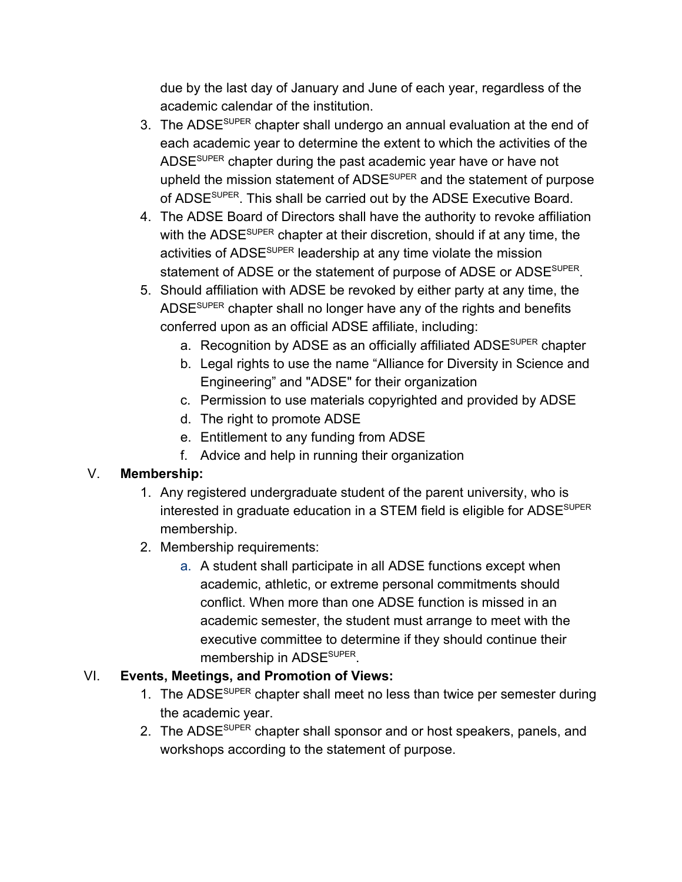due by the last day of January and June of each year, regardless of the academic calendar of the institution.

3. The ADSE$^{SUPER}$ chapter shall undergo an annual evaluation at the end of each academic year to determine the extent to which the activities of the ADSE$^{SUPER}$ chapter during the past academic year have or have not upheld the mission statement of ADSE$^{SUPER}$ and the statement of purpose of ADSE$^{SUPER}$. This shall be carried out by the ADSE Executive Board.
4. The ADSE Board of Directors shall have the authority to revoke affiliation with the ADSE$^{SUPER}$ chapter at their discretion, should if at any time, the activities of ADSE$^{SUPER}$ leadership at any time violate the mission statement of ADSE or the statement of purpose of ADSE or ADSE$^{SUPER}$.
5. Should affiliation with ADSE be revoked by either party at any time, the ADSE$^{SUPER}$ chapter shall no longer have any of the rights and benefits conferred upon as an official ADSE affiliate, including:
    a. Recognition by ADSE as an officially affiliated ADSE$^{SUPER}$ chapter
    b. Legal rights to use the name “Alliance for Diversity in Science and Engineering” and "ADSE" for their organization
    c. Permission to use materials copyrighted and provided by ADSE
    d. The right to promote ADSE
    e. Entitlement to any funding from ADSE
    f. Advice and help in running their organization

V. **Membership:**

1. Any registered undergraduate student of the parent university, who is interested in graduate education in a STEM field is eligible for ADSE$^{SUPER}$ membership.
2. Membership requirements:
    a. A student shall participate in all ADSE functions except when academic, athletic, or extreme personal commitments should conflict. When more than one ADSE function is missed in an academic semester, the student must arrange to meet with the executive committee to determine if they should continue their membership in ADSE$^{SUPER}$.

VI. **Events, Meetings, and Promotion of Views:**

1. The ADSE$^{SUPER}$ chapter shall meet no less than twice per semester during the academic year.
2. The ADSE$^{SUPER}$ chapter shall sponsor and or host speakers, panels, and workshops according to the statement of purpose.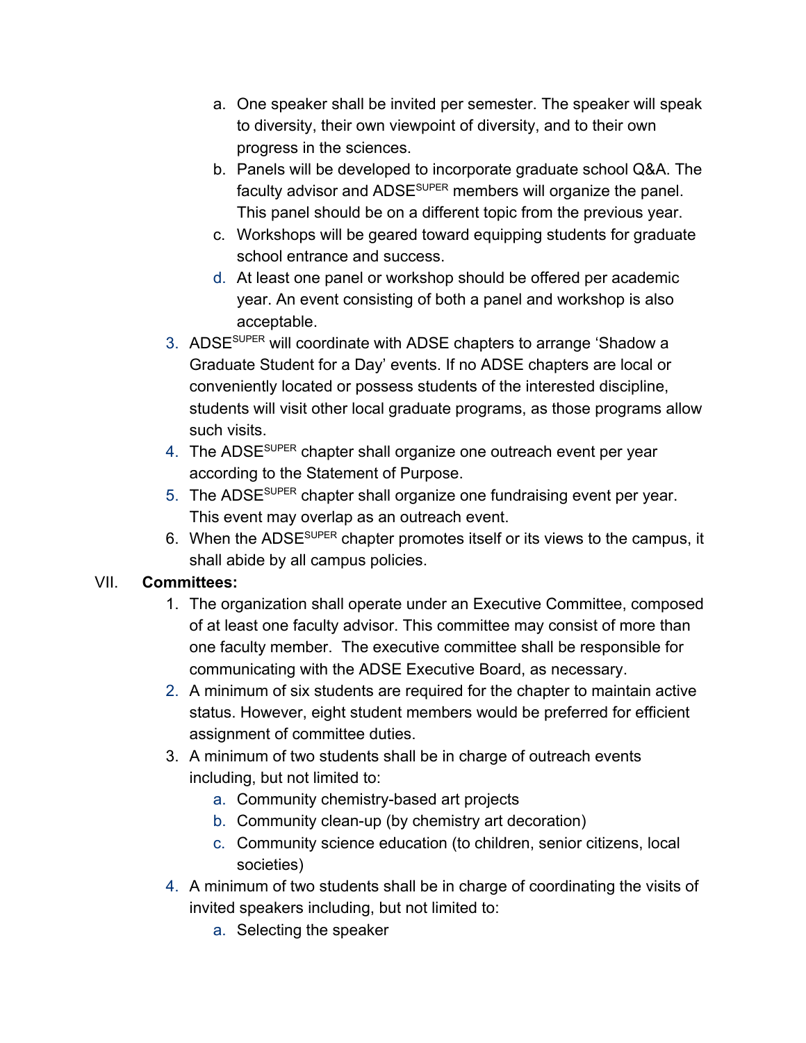a. One speaker shall be invited per semester. The speaker will speak to diversity, their own viewpoint of diversity, and to their own progress in the sciences.
   b. Panels will be developed to incorporate graduate school Q&A. The faculty advisor and ADSE$^{SUPER}$ members will organize the panel. This panel should be on a different topic from the previous year.
   c. Workshops will be geared toward equipping students for graduate school entrance and success.
   d. At least one panel or workshop should be offered per academic year. An event consisting of both a panel and workshop is also acceptable.
3. ADSE$^{SUPER}$ will coordinate with ADSE chapters to arrange 'Shadow a Graduate Student for a Day' events. If no ADSE chapters are local or conveniently located or possess students of the interested discipline, students will visit other local graduate programs, as those programs allow such visits.
4. The ADSE$^{SUPER}$ chapter shall organize one outreach event per year according to the Statement of Purpose.
5. The ADSE$^{SUPER}$ chapter shall organize one fundraising event per year. This event may overlap as an outreach event.
6. When the ADSE$^{SUPER}$ chapter promotes itself or its views to the campus, it shall abide by all campus policies.

VII. **Committees:**

1. The organization shall operate under an Executive Committee, composed of at least one faculty advisor. This committee may consist of more than one faculty member. The executive committee shall be responsible for communicating with the ADSE Executive Board, as necessary.
2. A minimum of six students are required for the chapter to maintain active status. However, eight student members would be preferred for efficient assignment of committee duties.
3. A minimum of two students shall be in charge of outreach events including, but not limited to:
   a. Community chemistry-based art projects
   b. Community clean-up (by chemistry art decoration)
   c. Community science education (to children, senior citizens, local societies)
4. A minimum of two students shall be in charge of coordinating the visits of invited speakers including, but not limited to:
   a. Selecting the speaker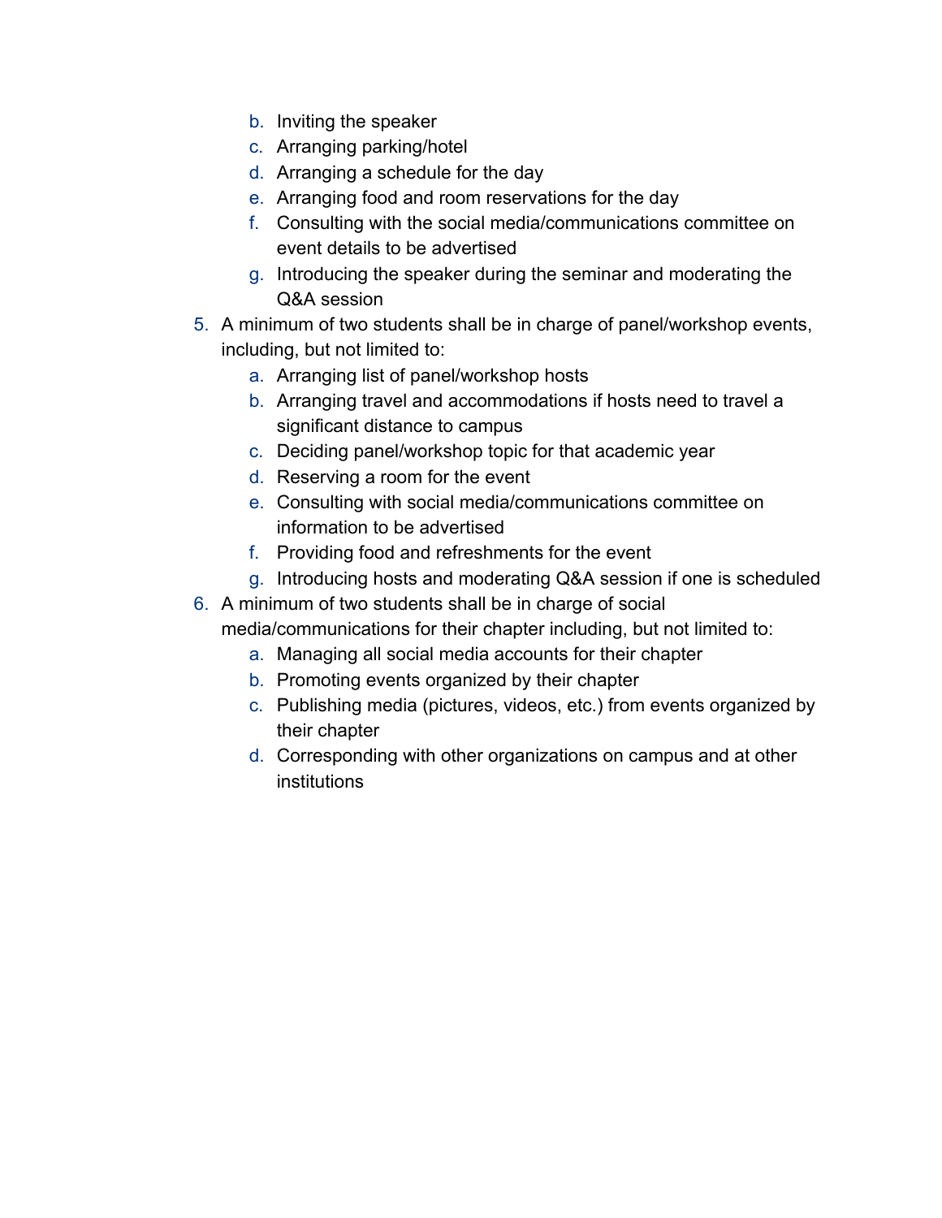b. Inviting the speaker
   c. Arranging parking/hotel
   d. Arranging a schedule for the day
   e. Arranging food and room reservations for the day
   f. Consulting with the social media/communications committee on event details to be advertised
   g. Introducing the speaker during the seminar and moderating the Q&A session

5. A minimum of two students shall be in charge of panel/workshop events, including, but not limited to:
   a. Arranging list of panel/workshop hosts
   b. Arranging travel and accommodations if hosts need to travel a significant distance to campus
   c. Deciding panel/workshop topic for that academic year
   d. Reserving a room for the event
   e. Consulting with social media/communications committee on information to be advertised
   f. Providing food and refreshments for the event
   g. Introducing hosts and moderating Q&A session if one is scheduled

6. A minimum of two students shall be in charge of social media/communications for their chapter including, but not limited to:
   a. Managing all social media accounts for their chapter
   b. Promoting events organized by their chapter
   c. Publishing media (pictures, videos, etc.) from events organized by their chapter
   d. Corresponding with other organizations on campus and at other institutions